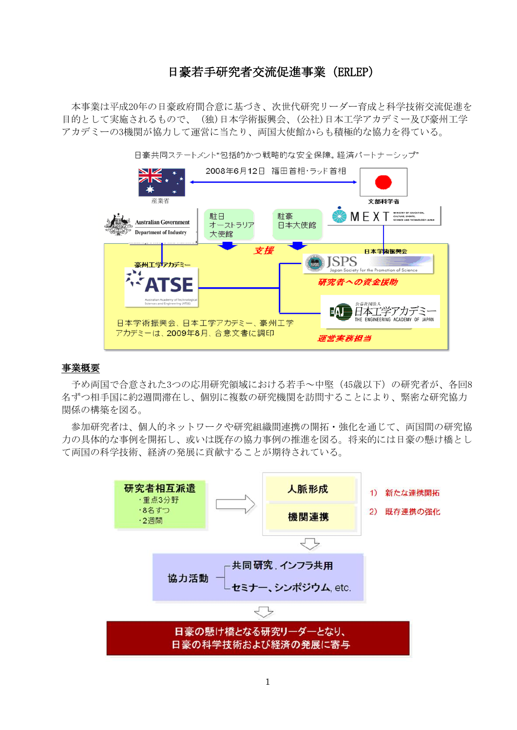# 日豪若手研究者交流促進事業（ERLEP）

本事業は平成20年の日豪政府間合意に基づき、次世代研究リーダー育成と科学技術交流促進を目的として実施されるもので、（独）日本学術振興会、（公社）日本工学アカデミー及び豪州工学アカデミーの3機関が協力して運営に当たり、両国大使館からも積極的な協力を得ている。

日豪共同ステートメント"包括的かつ戦略的な安全保障。経済パートナーシップ"

2008年6月12日　福田首相・ラッド首相

産業省　Australian Government Department of Industry

文部科学省　MEXT

駐日オーストラリア大使館

駐豪日本大使館

支援

豪州工学アカデミー　ATSE

日本学術振興会　JSPS　研究者への資金援助

公益社団法人 日本工学アカデミー　THE ENGINEERING ACADEMY OF JAPAN　運営実務担当

日本学術振興会、日本工学アカデミー、豪州工学アカデミーは、2009年8月、合意文書に調印

## 事業概要

予め両国で合意された3つの応用研究領域における若手～中堅（45歳以下）の研究者が、各回8名ずつ相手国に約2週間滞在し、個別に複数の研究機関を訪問することにより、緊密な研究協力関係の構築を図る。

参加研究者は、個人的ネットワークや研究組織間連携の開拓・強化を通じて、両国間の研究協力の具体的な事例を開拓し、或いは既存の協力事例の推進を図る。将来的には日豪の懸け橋として両国の科学技術、経済の発展に貢献することが期待されている。

**研究者相互派遣**
- 重点3分野
- 8名ずつ
- 2週間

→ **人脈形成** / **機関連携**
1) 新たな連携開拓
2) 既存連携の強化

↓

**協力活動**
- 共同研究、インフラ共用
- セミナー、シンポジウム, etc.

↓

**日豪の懸け橋となる研究リーダーとなり、日豪の科学技術および経済の発展に寄与**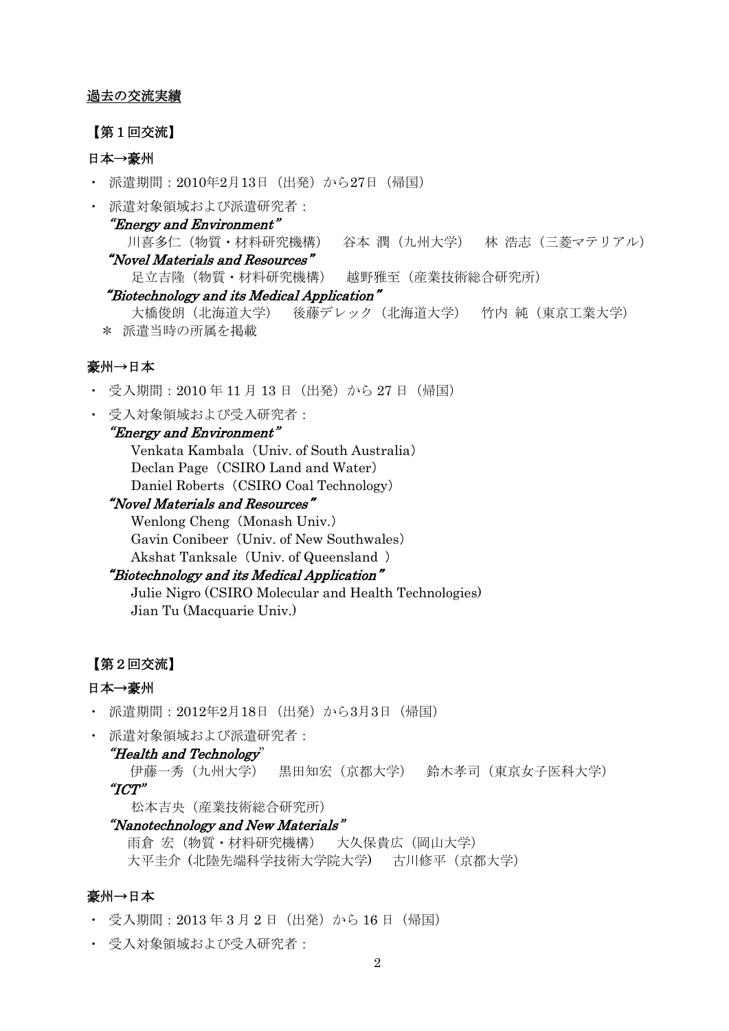## 過去の交流実績

### 【第１回交流】

**日本→豪州**

- 派遣期間：2010年2月13日（出発）から27日（帰国）
- 派遣対象領域および派遣研究者：

  ***"Energy and Environment"***

  川喜多仁（物質・材料研究機構）　谷本 潤（九州大学）　林 浩志（三菱マテリアル）

  ***"Novel Materials and Resources"***

  足立吉隆（物質・材料研究機構）　越野雅至（産業技術総合研究所）

  ***"Biotechnology and its Medical Application"***

  大橋俊朗（北海道大学）　後藤デレック（北海道大学）　竹内 純（東京工業大学）

  ＊ 派遣当時の所属を掲載

**豪州→日本**

- 受入期間：2010 年 11 月 13 日（出発）から 27 日（帰国）
- 受入対象領域および受入研究者：

  ***"Energy and Environment"***

  Venkata Kambala（Univ. of South Australia）
  Declan Page（CSIRO Land and Water）
  Daniel Roberts（CSIRO Coal Technology）

  ***"Novel Materials and Resources"***

  Wenlong Cheng（Monash Univ.）
  Gavin Conibeer（Univ. of New Southwales）
  Akshat Tanksale（Univ. of Queensland ）

  ***"Biotechnology and its Medical Application"***

  Julie Nigro (CSIRO Molecular and Health Technologies)
  Jian Tu (Macquarie Univ.)

### 【第２回交流】

**日本→豪州**

- 派遣期間：2012年2月18日（出発）から3月3日（帰国）
- 派遣対象領域および派遣研究者：

  ***"Health and Technology"***

  伊藤一秀（九州大学）　黒田知宏（京都大学）　鈴木孝司（東京女子医科大学）

  ***"ICT"***

  松本吉央（産業技術総合研究所）

  ***"Nanotechnology and New Materials"***

  雨倉 宏（物質・材料研究機構）　大久保貴広（岡山大学）
  大平圭介（北陸先端科学技術大学院大学)　古川修平（京都大学）

**豪州→日本**

- 受入期間：2013 年 3 月 2 日（出発）から 16 日（帰国）
- 受入対象領域および受入研究者：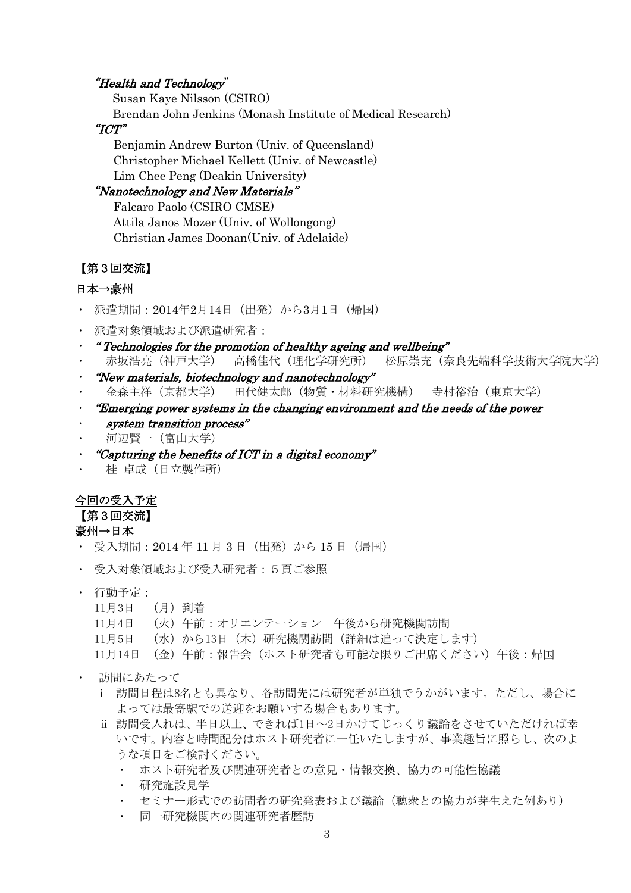*"Health and Technology"*

Susan Kaye Nilsson (CSIRO)
Brendan John Jenkins (Monash Institute of Medical Research)

*"ICT"*

Benjamin Andrew Burton (Univ. of Queensland)
Christopher Michael Kellett (Univ. of Newcastle)
Lim Chee Peng (Deakin University)

*"Nanotechnology and New Materials"*

Falcaro Paolo (CSIRO CMSE)
Attila Janos Mozer (Univ. of Wollongong)
Christian James Doonan(Univ. of Adelaide)

**【第３回交流】**

**日本→豪州**

- 派遣期間：2014年2月14日（出発）から3月1日（帰国）
- 派遣対象領域および派遣研究者：
- ***"Technologies for the promotion of healthy ageing and wellbeing"***
- 赤坂浩亮（神戸大学）　高橋佳代（理化学研究所）　松原崇充（奈良先端科学技術大学院大学）
- ***"New materials, biotechnology and nanotechnology"***
- 金森主祥（京都大学）　田代健太郎（物質・材料研究機構）　寺村裕治（東京大学）
- ***"Emerging power systems in the changing environment and the needs of the power***
- ***system transition process"***
- 河辺賢一（富山大学）
- ***"Capturing the benefits of ICT in a digital economy"***
- 桂 卓成（日立製作所）

**<u>今回の受入予定</u>**

**【第３回交流】**

**豪州→日本**

- 受入期間：2014 年 11 月 3 日（出発）から 15 日（帰国）
- 受入対象領域および受入研究者：５頁ご参照
- 行動予定：

  11月3日　（月）到着
  11月4日　（火）午前：オリエンテーション　午後から研究機関訪問
  11月5日　（水）から13日（木）研究機関訪問（詳細は追って決定します）
  11月14日　（金）午前：報告会（ホスト研究者も可能な限りご出席ください）午後：帰国

- 訪問にあたって
  - i　訪問日程は8名とも異なり、各訪問先には研究者が単独でうかがいます。ただし、場合によっては最寄駅での送迎をお願いする場合もあります。
  - ii　訪問受入れは、半日以上、できれば1日～2日かけてじっくり議論をさせていただければ幸いです。内容と時間配分はホスト研究者に一任いたしますが、事業趣旨に照らし、次のような項目をご検討ください。
    - ホスト研究者及び関連研究者との意見・情報交換、協力の可能性協議
    - 研究施設見学
    - セミナー形式での訪問者の研究発表および議論（聴衆との協力が芽生えた例あり）
    - 同一研究機関内の関連研究者歴訪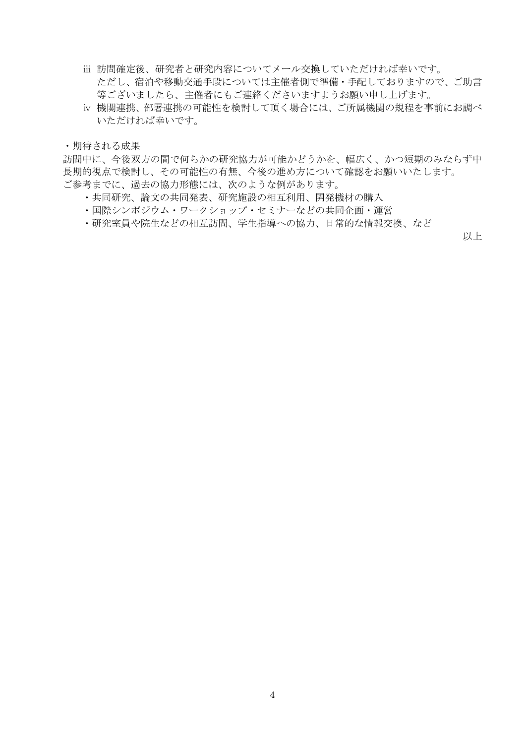ⅲ 訪問確定後、研究者と研究内容についてメール交換していただければ幸いです。
ただし、宿泊や移動交通手段については主催者側で準備・手配しておりますので、ご助言等ございましたら、主催者にもご連絡くださいますようお願い申し上げます。

ⅳ 機関連携、部署連携の可能性を検討して頂く場合には、ご所属機関の規程を事前にお調べいただければ幸いです。

・期待される成果

訪問中に、今後双方の間で何らかの研究協力が可能かどうかを、幅広く、かつ短期のみならず中長期的視点で検討し、その可能性の有無、今後の進め方について確認をお願いいたします。
ご参考までに、過去の協力形態には、次のような例があります。

・共同研究、論文の共同発表、研究施設の相互利用、開発機材の購入

・国際シンポジウム・ワークショップ・セミナーなどの共同企画・運営

・研究室員や院生などの相互訪問、学生指導への協力、日常的な情報交換、など

以上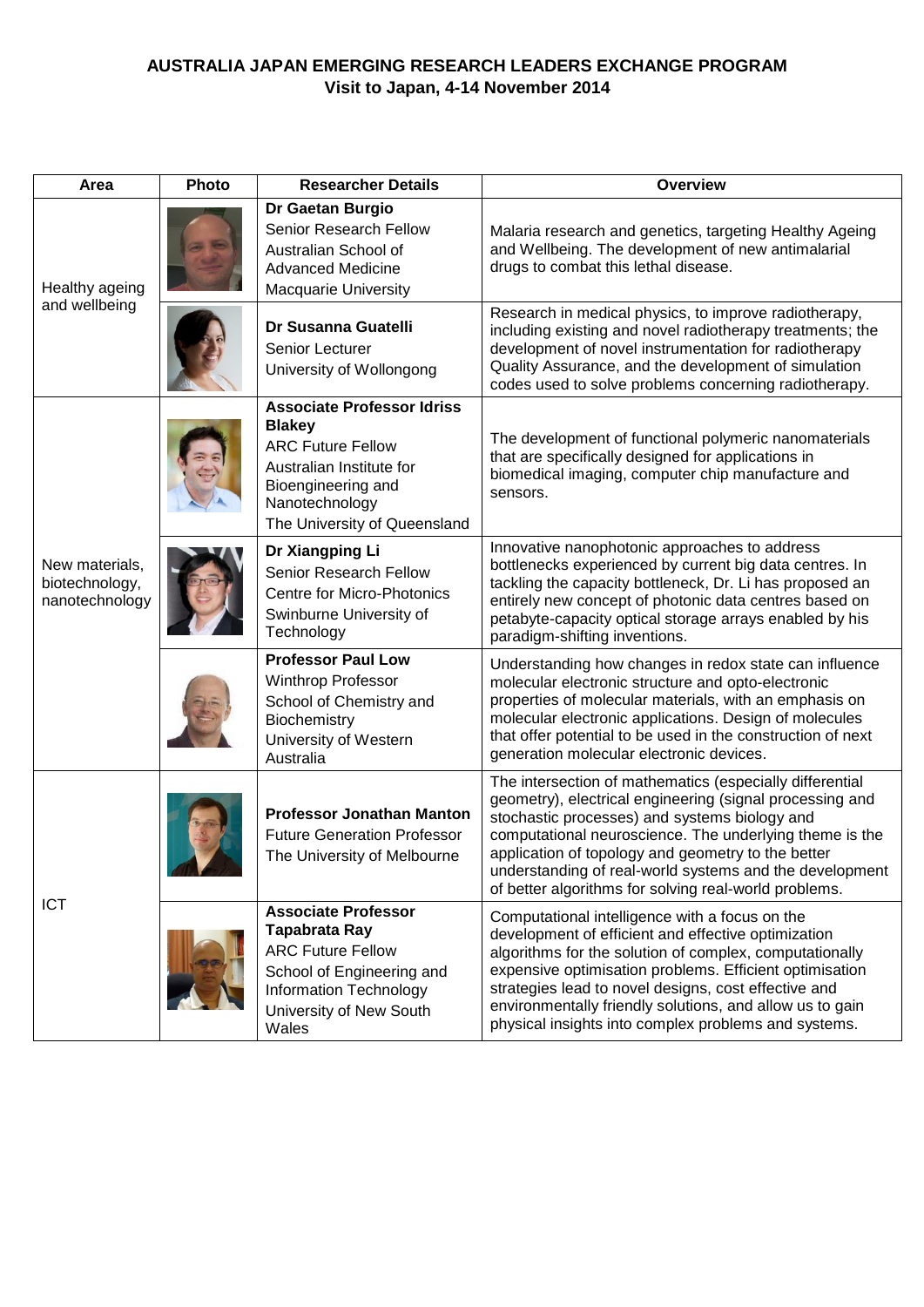**AUSTRALIA JAPAN EMERGING RESEARCH LEADERS EXCHANGE PROGRAM**
**Visit to Japan, 4-14 November 2014**

| Area | Photo | Researcher Details | Overview |
|---|---|---|---|
| Healthy ageing and wellbeing | | **Dr Gaetan Burgio**<br>Senior Research Fellow<br>Australian School of Advanced Medicine<br>Macquarie University | Malaria research and genetics, targeting Healthy Ageing and Wellbeing. The development of new antimalarial drugs to combat this lethal disease. |
| | | **Dr Susanna Guatelli**<br>Senior Lecturer<br>University of Wollongong | Research in medical physics, to improve radiotherapy, including existing and novel radiotherapy treatments; the development of novel instrumentation for radiotherapy Quality Assurance, and the development of simulation codes used to solve problems concerning radiotherapy. |
| New materials, biotechnology, nanotechnology | | **Associate Professor Idriss Blakey**<br>ARC Future Fellow<br>Australian Institute for Bioengineering and Nanotechnology<br>The University of Queensland | The development of functional polymeric nanomaterials that are specifically designed for applications in biomedical imaging, computer chip manufacture and sensors. |
| | | **Dr Xiangping Li**<br>Senior Research Fellow<br>Centre for Micro-Photonics<br>Swinburne University of Technology | Innovative nanophotonic approaches to address bottlenecks experienced by current big data centres. In tackling the capacity bottleneck, Dr. Li has proposed an entirely new concept of photonic data centres based on petabyte-capacity optical storage arrays enabled by his paradigm-shifting inventions. |
| | | **Professor Paul Low**<br>Winthrop Professor<br>School of Chemistry and Biochemistry<br>University of Western Australia | Understanding how changes in redox state can influence molecular electronic structure and opto-electronic properties of molecular materials, with an emphasis on molecular electronic applications. Design of molecules that offer potential to be used in the construction of next generation molecular electronic devices. |
| ICT | | **Professor Jonathan Manton**<br>Future Generation Professor<br>The University of Melbourne | The intersection of mathematics (especially differential geometry), electrical engineering (signal processing and stochastic processes) and systems biology and computational neuroscience. The underlying theme is the application of topology and geometry to the better understanding of real-world systems and the development of better algorithms for solving real-world problems. |
| | | **Associate Professor Tapabrata Ray**<br>ARC Future Fellow<br>School of Engineering and Information Technology<br>University of New South Wales | Computational intelligence with a focus on the development of efficient and effective optimization algorithms for the solution of complex, computationally expensive optimisation problems. Efficient optimisation strategies lead to novel designs, cost effective and environmentally friendly solutions, and allow us to gain physical insights into complex problems and systems. |